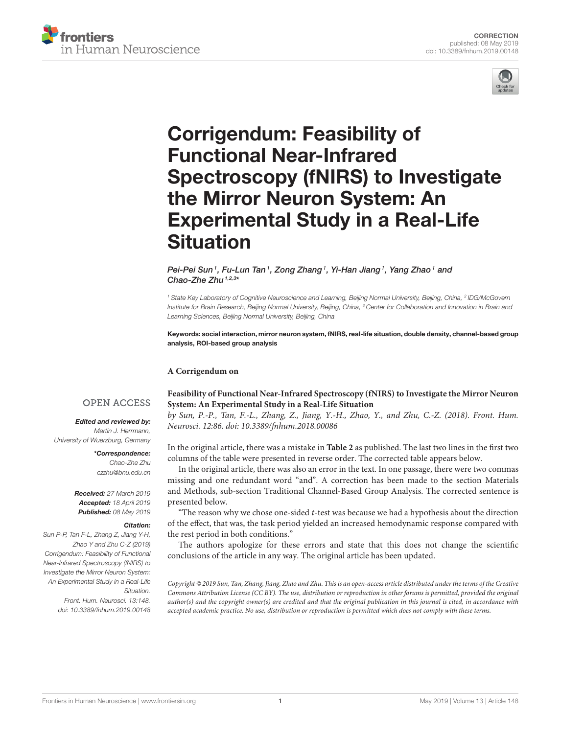# Corrigendum: Feasibility of Functional Near-Infrared Spectroscopy (fNIRS) to Investigate the Mirror Neuron System: An Experimental Study in a Real-Life Situation

*Pei-Pei Sun[1], Fu-Lun Tan[1], Zong Zhang[1], Yi-Han Jiang[1], Yang Zhao[1] and Chao-Zhe Zhu[1,2,3]**

[1] State Key Laboratory of Cognitive Neuroscience and Learning, Beijing Normal University, Beijing, China, [2] IDG/McGovern Institute for Brain Research, Beijing Normal University, Beijing, China, [3] Center for Collaboration and Innovation in Brain and Learning Sciences, Beijing Normal University, Beijing, China

**Keywords: social interaction, mirror neuron system, fNIRS, real-life situation, double density, channel-based group analysis, ROI-based group analysis**

OPEN ACCESS

***Edited and reviewed by:***
*Martin J. Herrmann,*
*University of Wuerzburg, Germany*

***\*Correspondence:***
*Chao-Zhe Zhu*
*czzhu@bnu.edu.cn*

***Received:*** *27 March 2019*
***Accepted:*** *18 April 2019*
***Published:*** *08 May 2019*

***Citation:***
*Sun P-P, Tan F-L, Zhang Z, Jiang Y-H, Zhao Y and Zhu C-Z (2019) Corrigendum: Feasibility of Functional Near-Infrared Spectroscopy (fNIRS) to Investigate the Mirror Neuron System: An Experimental Study in a Real-Life Situation. Front. Hum. Neurosci. 13:148. doi: 10.3389/fnhum.2019.00148*

**A Corrigendum on**

**Feasibility of Functional Near-Infrared Spectroscopy (fNIRS) to Investigate the Mirror Neuron System: An Experimental Study in a Real-Life Situation**

*by Sun, P.-P., Tan, F.-L., Zhang, Z., Jiang, Y.-H., Zhao, Y., and Zhu, C.-Z. (2018). Front. Hum. Neurosci. 12:86. doi: 10.3389/fnhum.2018.00086*

In the original article, there was a mistake in **Table 2** as published. The last two lines in the first two columns of the table were presented in reverse order. The corrected table appears below.

In the original article, there was also an error in the text. In one passage, there were two commas missing and one redundant word "and". A correction has been made to the section Materials and Methods, sub-section Traditional Channel-Based Group Analysis. The corrected sentence is presented below.

"The reason why we chose one-sided *t*-test was because we had a hypothesis about the direction of the effect, that was, the task period yielded an increased hemodynamic response compared with the rest period in both conditions."

The authors apologize for these errors and state that this does not change the scientific conclusions of the article in any way. The original article has been updated.

*Copyright © 2019 Sun, Tan, Zhang, Jiang, Zhao and Zhu. This is an open-access article distributed under the terms of the Creative Commons Attribution License (CC BY). The use, distribution or reproduction in other forums is permitted, provided the original author(s) and the copyright owner(s) are credited and that the original publication in this journal is cited, in accordance with accepted academic practice. No use, distribution or reproduction is permitted which does not comply with these terms.*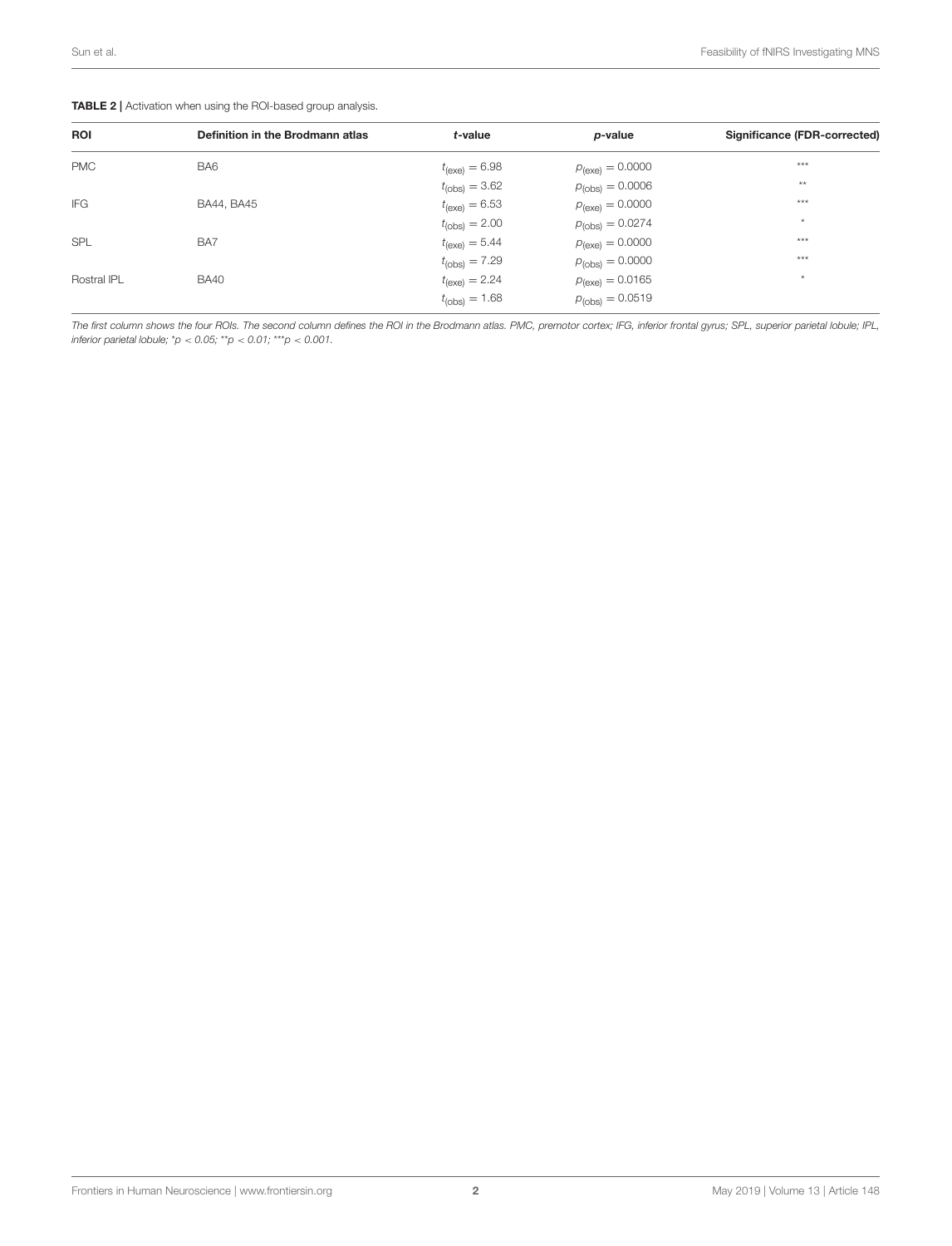**TABLE 2 |** Activation when using the ROI-based group analysis.

| ROI | Definition in the Brodmann atlas | *t*-value | *p*-value | Significance (FDR-corrected) |
|---|---|---|---|---|
| PMC | BA6 | $t_{(exe)} = 6.98$ | $p_{(exe)} = 0.0000$ | *** |
| | | $t_{(obs)} = 3.62$ | $p_{(obs)} = 0.0006$ | ** |
| IFG | BA44, BA45 | $t_{(exe)} = 6.53$ | $p_{(exe)} = 0.0000$ | *** |
| | | $t_{(obs)} = 2.00$ | $p_{(obs)} = 0.0274$ | * |
| SPL | BA7 | $t_{(exe)} = 5.44$ | $p_{(exe)} = 0.0000$ | *** |
| | | $t_{(obs)} = 7.29$ | $p_{(obs)} = 0.0000$ | *** |
| Rostral IPL | BA40 | $t_{(exe)} = 2.24$ | $p_{(exe)} = 0.0165$ | * |
| | | $t_{(obs)} = 1.68$ | $p_{(obs)} = 0.0519$ | |

*The first column shows the four ROIs. The second column defines the ROI in the Brodmann atlas. PMC, premotor cortex; IFG, inferior frontal gyrus; SPL, superior parietal lobule; IPL, inferior parietal lobule; *$p < 0.05$; **$p < 0.01$; ***$p < 0.001$.*